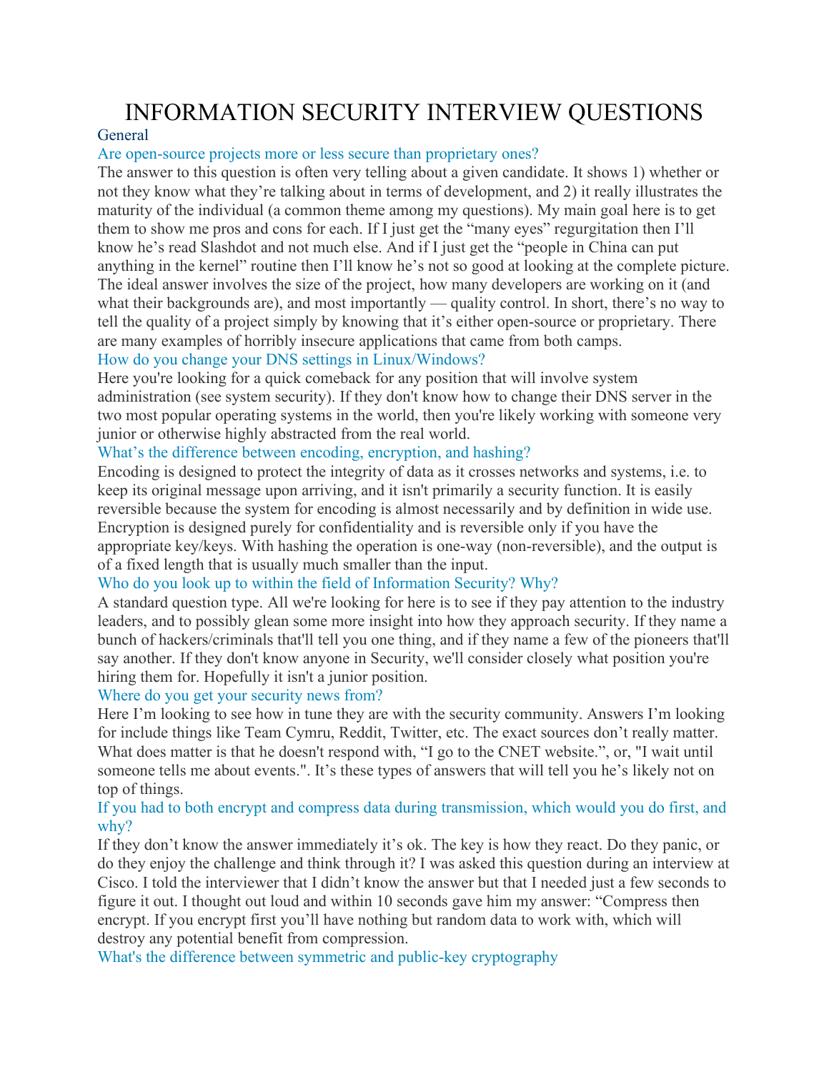# INFORMATION SECURITY INTERVIEW QUESTIONS

## General

### Are open-source projects more or less secure than proprietary ones?

The answer to this question is often very telling about a given candidate. It shows 1) whether or not they know what they're talking about in terms of development, and 2) it really illustrates the maturity of the individual (a common theme among my questions). My main goal here is to get them to show me pros and cons for each. If I just get the "many eyes" regurgitation then I'll know he's read Slashdot and not much else. And if I just get the "people in China can put anything in the kernel" routine then I'll know he's not so good at looking at the complete picture. The ideal answer involves the size of the project, how many developers are working on it (and what their backgrounds are), and most importantly — quality control. In short, there's no way to tell the quality of a project simply by knowing that it's either open-source or proprietary. There are many examples of horribly insecure applications that came from both camps.

### How do you change your DNS settings in Linux/Windows?

Here you're looking for a quick comeback for any position that will involve system administration (see system security). If they don't know how to change their DNS server in the two most popular operating systems in the world, then you're likely working with someone very junior or otherwise highly abstracted from the real world.

### What's the difference between encoding, encryption, and hashing?

Encoding is designed to protect the integrity of data as it crosses networks and systems, i.e. to keep its original message upon arriving, and it isn't primarily a security function. It is easily reversible because the system for encoding is almost necessarily and by definition in wide use. Encryption is designed purely for confidentiality and is reversible only if you have the appropriate key/keys. With hashing the operation is one-way (non-reversible), and the output is of a fixed length that is usually much smaller than the input.

### Who do you look up to within the field of Information Security? Why?

A standard question type. All we're looking for here is to see if they pay attention to the industry leaders, and to possibly glean some more insight into how they approach security. If they name a bunch of hackers/criminals that'll tell you one thing, and if they name a few of the pioneers that'll say another. If they don't know anyone in Security, we'll consider closely what position you're hiring them for. Hopefully it isn't a junior position.

### Where do you get your security news from?

Here I'm looking to see how in tune they are with the security community. Answers I'm looking for include things like Team Cymru, Reddit, Twitter, etc. The exact sources don't really matter. What does matter is that he doesn't respond with, "I go to the CNET website.", or, "I wait until someone tells me about events.". It's these types of answers that will tell you he's likely not on top of things.

### If you had to both encrypt and compress data during transmission, which would you do first, and why?

If they don't know the answer immediately it's ok. The key is how they react. Do they panic, or do they enjoy the challenge and think through it? I was asked this question during an interview at Cisco. I told the interviewer that I didn't know the answer but that I needed just a few seconds to figure it out. I thought out loud and within 10 seconds gave him my answer: "Compress then encrypt. If you encrypt first you'll have nothing but random data to work with, which will destroy any potential benefit from compression.

### What's the difference between symmetric and public-key cryptography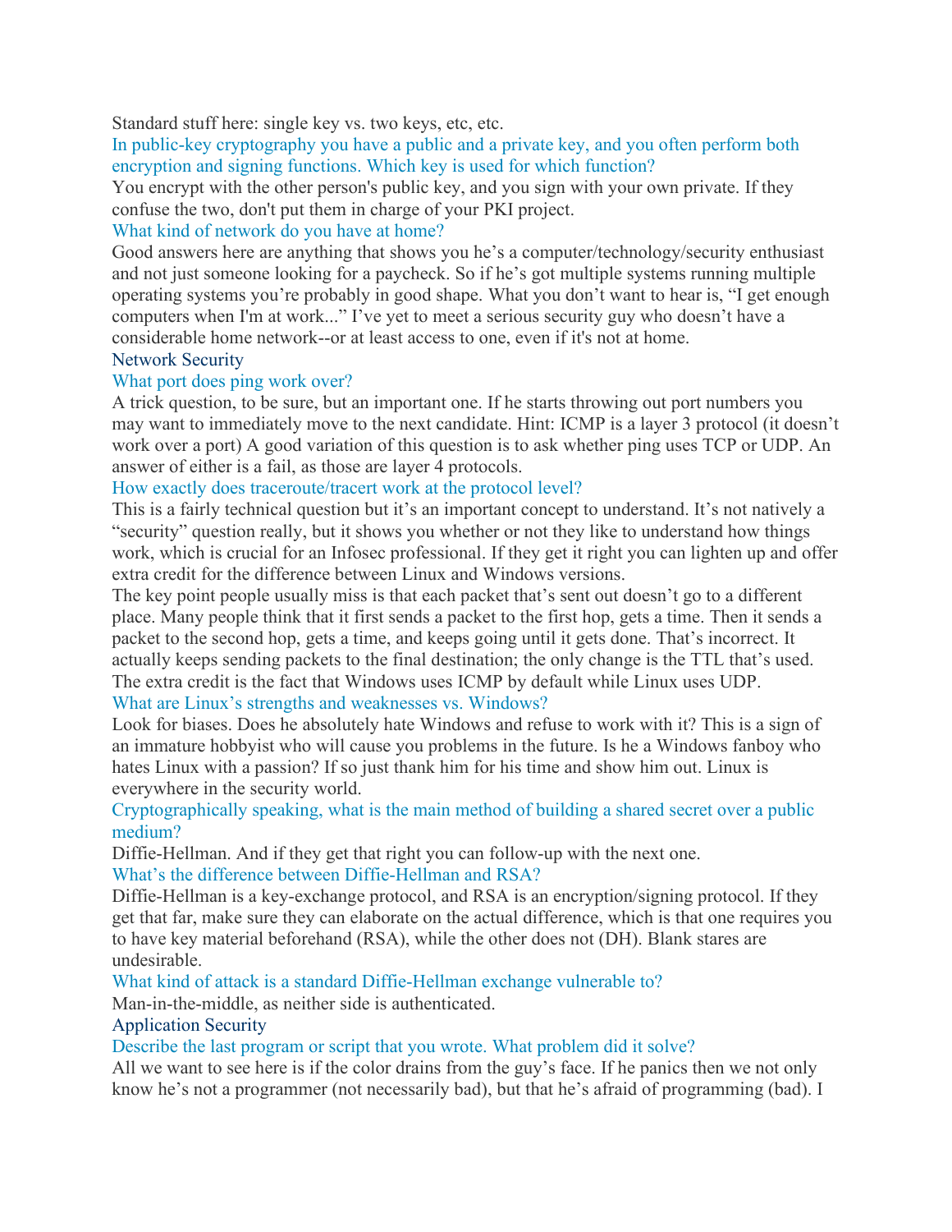Standard stuff here: single key vs. two keys, etc, etc.

### In public-key cryptography you have a public and a private key, and you often perform both encryption and signing functions. Which key is used for which function?

You encrypt with the other person's public key, and you sign with your own private. If they confuse the two, don't put them in charge of your PKI project.

### What kind of network do you have at home?

Good answers here are anything that shows you he's a computer/technology/security enthusiast and not just someone looking for a paycheck. So if he's got multiple systems running multiple operating systems you're probably in good shape. What you don't want to hear is, "I get enough computers when I'm at work..." I've yet to meet a serious security guy who doesn't have a considerable home network--or at least access to one, even if it's not at home.

## Network Security

### What port does ping work over?

A trick question, to be sure, but an important one. If he starts throwing out port numbers you may want to immediately move to the next candidate. Hint: ICMP is a layer 3 protocol (it doesn't work over a port) A good variation of this question is to ask whether ping uses TCP or UDP. An answer of either is a fail, as those are layer 4 protocols.

### How exactly does traceroute/tracert work at the protocol level?

This is a fairly technical question but it's an important concept to understand. It's not natively a "security" question really, but it shows you whether or not they like to understand how things work, which is crucial for an Infosec professional. If they get it right you can lighten up and offer extra credit for the difference between Linux and Windows versions.

The key point people usually miss is that each packet that's sent out doesn't go to a different place. Many people think that it first sends a packet to the first hop, gets a time. Then it sends a packet to the second hop, gets a time, and keeps going until it gets done. That's incorrect. It actually keeps sending packets to the final destination; the only change is the TTL that's used. The extra credit is the fact that Windows uses ICMP by default while Linux uses UDP.

### What are Linux's strengths and weaknesses vs. Windows?

Look for biases. Does he absolutely hate Windows and refuse to work with it? This is a sign of an immature hobbyist who will cause you problems in the future. Is he a Windows fanboy who hates Linux with a passion? If so just thank him for his time and show him out. Linux is everywhere in the security world.

### Cryptographically speaking, what is the main method of building a shared secret over a public medium?

Diffie-Hellman. And if they get that right you can follow-up with the next one.

### What's the difference between Diffie-Hellman and RSA?

Diffie-Hellman is a key-exchange protocol, and RSA is an encryption/signing protocol. If they get that far, make sure they can elaborate on the actual difference, which is that one requires you to have key material beforehand (RSA), while the other does not (DH). Blank stares are undesirable.

### What kind of attack is a standard Diffie-Hellman exchange vulnerable to?

Man-in-the-middle, as neither side is authenticated.

## Application Security

### Describe the last program or script that you wrote. What problem did it solve?

All we want to see here is if the color drains from the guy's face. If he panics then we not only know he's not a programmer (not necessarily bad), but that he's afraid of programming (bad). I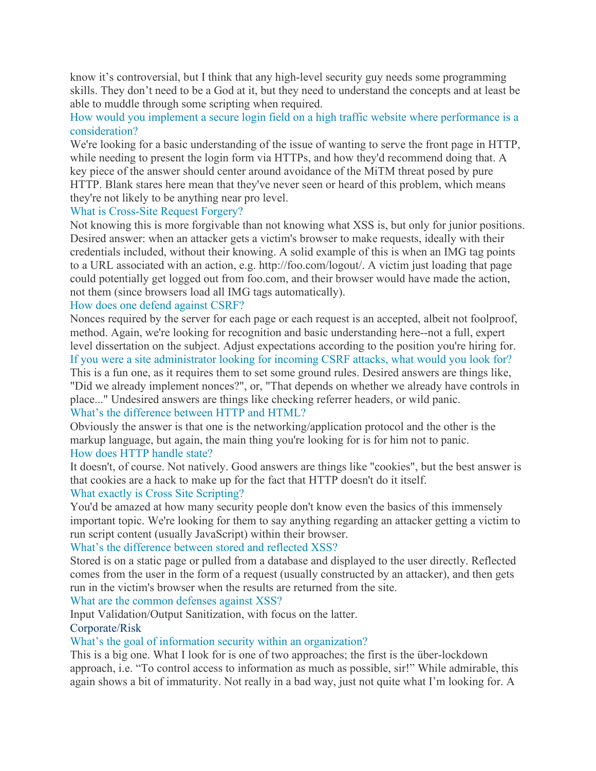know it's controversial, but I think that any high-level security guy needs some programming skills. They don't need to be a God at it, but they need to understand the concepts and at least be able to muddle through some scripting when required.

### How would you implement a secure login field on a high traffic website where performance is a consideration?

We're looking for a basic understanding of the issue of wanting to serve the front page in HTTP, while needing to present the login form via HTTPs, and how they'd recommend doing that. A key piece of the answer should center around avoidance of the MiTM threat posed by pure HTTP. Blank stares here mean that they've never seen or heard of this problem, which means they're not likely to be anything near pro level.

### What is Cross-Site Request Forgery?

Not knowing this is more forgivable than not knowing what XSS is, but only for junior positions. Desired answer: when an attacker gets a victim's browser to make requests, ideally with their credentials included, without their knowing. A solid example of this is when an IMG tag points to a URL associated with an action, e.g. http://foo.com/logout/. A victim just loading that page could potentially get logged out from foo.com, and their browser would have made the action, not them (since browsers load all IMG tags automatically).

### How does one defend against CSRF?

Nonces required by the server for each page or each request is an accepted, albeit not foolproof, method. Again, we're looking for recognition and basic understanding here--not a full, expert level dissertation on the subject. Adjust expectations according to the position you're hiring for.

### If you were a site administrator looking for incoming CSRF attacks, what would you look for?

This is a fun one, as it requires them to set some ground rules. Desired answers are things like, "Did we already implement nonces?", or, "That depends on whether we already have controls in place..." Undesired answers are things like checking referrer headers, or wild panic.

### What's the difference between HTTP and HTML?

Obviously the answer is that one is the networking/application protocol and the other is the markup language, but again, the main thing you're looking for is for him not to panic.

### How does HTTP handle state?

It doesn't, of course. Not natively. Good answers are things like "cookies", but the best answer is that cookies are a hack to make up for the fact that HTTP doesn't do it itself.

### What exactly is Cross Site Scripting?

You'd be amazed at how many security people don't know even the basics of this immensely important topic. We're looking for them to say anything regarding an attacker getting a victim to run script content (usually JavaScript) within their browser.

### What's the difference between stored and reflected XSS?

Stored is on a static page or pulled from a database and displayed to the user directly. Reflected comes from the user in the form of a request (usually constructed by an attacker), and then gets run in the victim's browser when the results are returned from the site.

### What are the common defenses against XSS?

Input Validation/Output Sanitization, with focus on the latter.

## Corporate/Risk

### What's the goal of information security within an organization?

This is a big one. What I look for is one of two approaches; the first is the über-lockdown approach, i.e. "To control access to information as much as possible, sir!" While admirable, this again shows a bit of immaturity. Not really in a bad way, just not quite what I'm looking for. A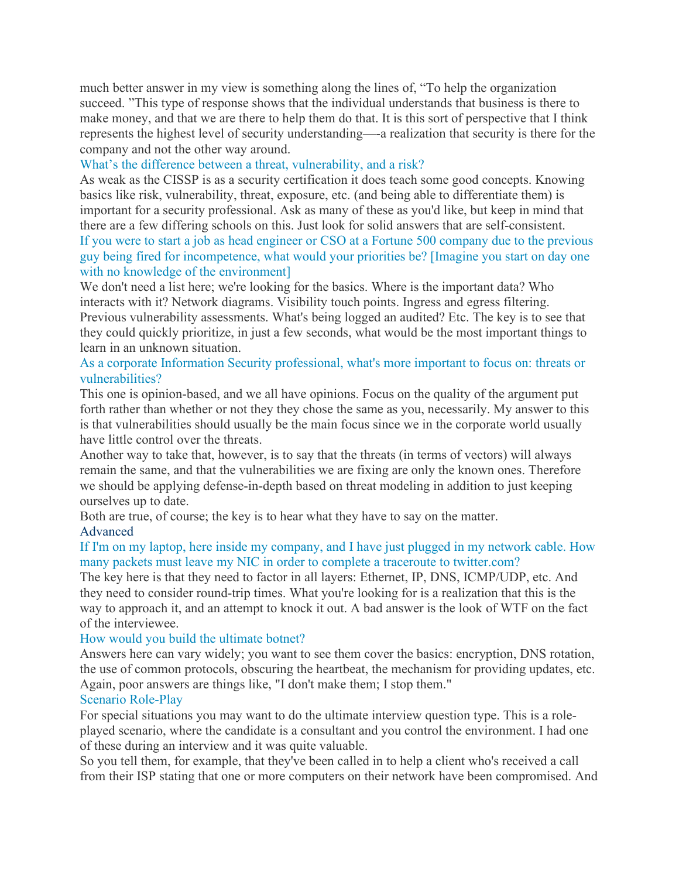much better answer in my view is something along the lines of, "To help the organization succeed. "This type of response shows that the individual understands that business is there to make money, and that we are there to help them do that. It is this sort of perspective that I think represents the highest level of security understanding—-a realization that security is there for the company and not the other way around.

### What's the difference between a threat, vulnerability, and a risk?

As weak as the CISSP is as a security certification it does teach some good concepts. Knowing basics like risk, vulnerability, threat, exposure, etc. (and being able to differentiate them) is important for a security professional. Ask as many of these as you'd like, but keep in mind that there are a few differing schools on this. Just look for solid answers that are self-consistent.

### If you were to start a job as head engineer or CSO at a Fortune 500 company due to the previous guy being fired for incompetence, what would your priorities be? [Imagine you start on day one with no knowledge of the environment]

We don't need a list here; we're looking for the basics. Where is the important data? Who interacts with it? Network diagrams. Visibility touch points. Ingress and egress filtering. Previous vulnerability assessments. What's being logged an audited? Etc. The key is to see that they could quickly prioritize, in just a few seconds, what would be the most important things to learn in an unknown situation.

### As a corporate Information Security professional, what's more important to focus on: threats or vulnerabilities?

This one is opinion-based, and we all have opinions. Focus on the quality of the argument put forth rather than whether or not they they chose the same as you, necessarily. My answer to this is that vulnerabilities should usually be the main focus since we in the corporate world usually have little control over the threats.

Another way to take that, however, is to say that the threats (in terms of vectors) will always remain the same, and that the vulnerabilities we are fixing are only the known ones. Therefore we should be applying defense-in-depth based on threat modeling in addition to just keeping ourselves up to date.

Both are true, of course; the key is to hear what they have to say on the matter.

## Advanced

### If I'm on my laptop, here inside my company, and I have just plugged in my network cable. How many packets must leave my NIC in order to complete a traceroute to twitter.com?

The key here is that they need to factor in all layers: Ethernet, IP, DNS, ICMP/UDP, etc. And they need to consider round-trip times. What you're looking for is a realization that this is the way to approach it, and an attempt to knock it out. A bad answer is the look of WTF on the fact of the interviewee.

### How would you build the ultimate botnet?

Answers here can vary widely; you want to see them cover the basics: encryption, DNS rotation, the use of common protocols, obscuring the heartbeat, the mechanism for providing updates, etc. Again, poor answers are things like, "I don't make them; I stop them."

### Scenario Role-Play

For special situations you may want to do the ultimate interview question type. This is a role-played scenario, where the candidate is a consultant and you control the environment. I had one of these during an interview and it was quite valuable.

So you tell them, for example, that they've been called in to help a client who's received a call from their ISP stating that one or more computers on their network have been compromised. And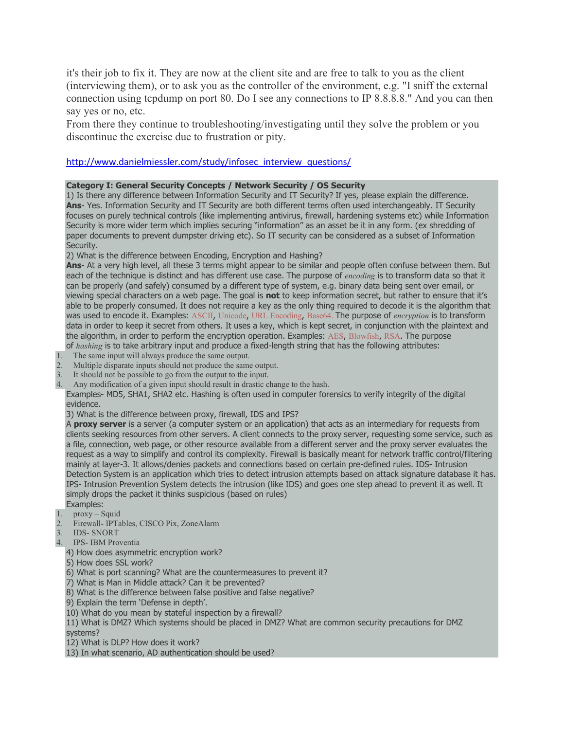it's their job to fix it. They are now at the client site and are free to talk to you as the client (interviewing them), or to ask you as the controller of the environment, e.g. "I sniff the external connection using tcpdump on port 80. Do I see any connections to IP 8.8.8.8." And you can then say yes or no, etc.

From there they continue to troubleshooting/investigating until they solve the problem or you discontinue the exercise due to frustration or pity.

http://www.danielmiessler.com/study/infosec_interview_questions/

**Category I: General Security Concepts / Network Security / OS Security**

1) Is there any difference between Information Security and IT Security? If yes, please explain the difference.

**Ans**- Yes. Information Security and IT Security are both different terms often used interchangeably. IT Security focuses on purely technical controls (like implementing antivirus, firewall, hardening systems etc) while Information Security is more wider term which implies securing "information" as an asset be it in any form. (ex shredding of paper documents to prevent dumpster driving etc). So IT security can be considered as a subset of Information Security.

2) What is the difference between Encoding, Encryption and Hashing?

**Ans**- At a very high level, all these 3 terms might appear to be similar and people often confuse between them. But each of the technique is distinct and has different use case. The purpose of *encoding* is to transform data so that it can be properly (and safely) consumed by a different type of system, e.g. binary data being sent over email, or viewing special characters on a web page. The goal is **not** to keep information secret, but rather to ensure that it's able to be properly consumed. It does not require a key as the only thing required to decode it is the algorithm that was used to encode it. Examples: ASCII, Unicode, URL Encoding, Base64. The purpose of *encryption* is to transform data in order to keep it secret from others. It uses a key, which is kept secret, in conjunction with the plaintext and the algorithm, in order to perform the encryption operation. Examples: AES, Blowfish, RSA. The purpose of *hashing* is to take arbitrary input and produce a fixed-length string that has the following attributes:

1. The same input will always produce the same output.
2. Multiple disparate inputs should not produce the same output.
3. It should not be possible to go from the output to the input.
4. Any modification of a given input should result in drastic change to the hash.

Examples- MD5, SHA1, SHA2 etc. Hashing is often used in computer forensics to verify integrity of the digital evidence.

3) What is the difference between proxy, firewall, IDS and IPS?

A **proxy server** is a server (a computer system or an application) that acts as an intermediary for requests from clients seeking resources from other servers. A client connects to the proxy server, requesting some service, such as a file, connection, web page, or other resource available from a different server and the proxy server evaluates the request as a way to simplify and control its complexity. Firewall is basically meant for network traffic control/filtering mainly at layer-3. It allows/denies packets and connections based on certain pre-defined rules. IDS- Intrusion Detection System is an application which tries to detect intrusion attempts based on attack signature database it has. IPS- Intrusion Prevention System detects the intrusion (like IDS) and goes one step ahead to prevent it as well. It simply drops the packet it thinks suspicious (based on rules)

Examples:

1. proxy – Squid
2. Firewall- IPTables, CISCO Pix, ZoneAlarm
3. IDS- SNORT
4. IPS- IBM Proventia

4) How does asymmetric encryption work?

5) How does SSL work?

6) What is port scanning? What are the countermeasures to prevent it?

7) What is Man in Middle attack? Can it be prevented?

8) What is the difference between false positive and false negative?

9) Explain the term 'Defense in depth'.

10) What do you mean by stateful inspection by a firewall?

11) What is DMZ? Which systems should be placed in DMZ? What are common security precautions for DMZ systems?

12) What is DLP? How does it work?

13) In what scenario, AD authentication should be used?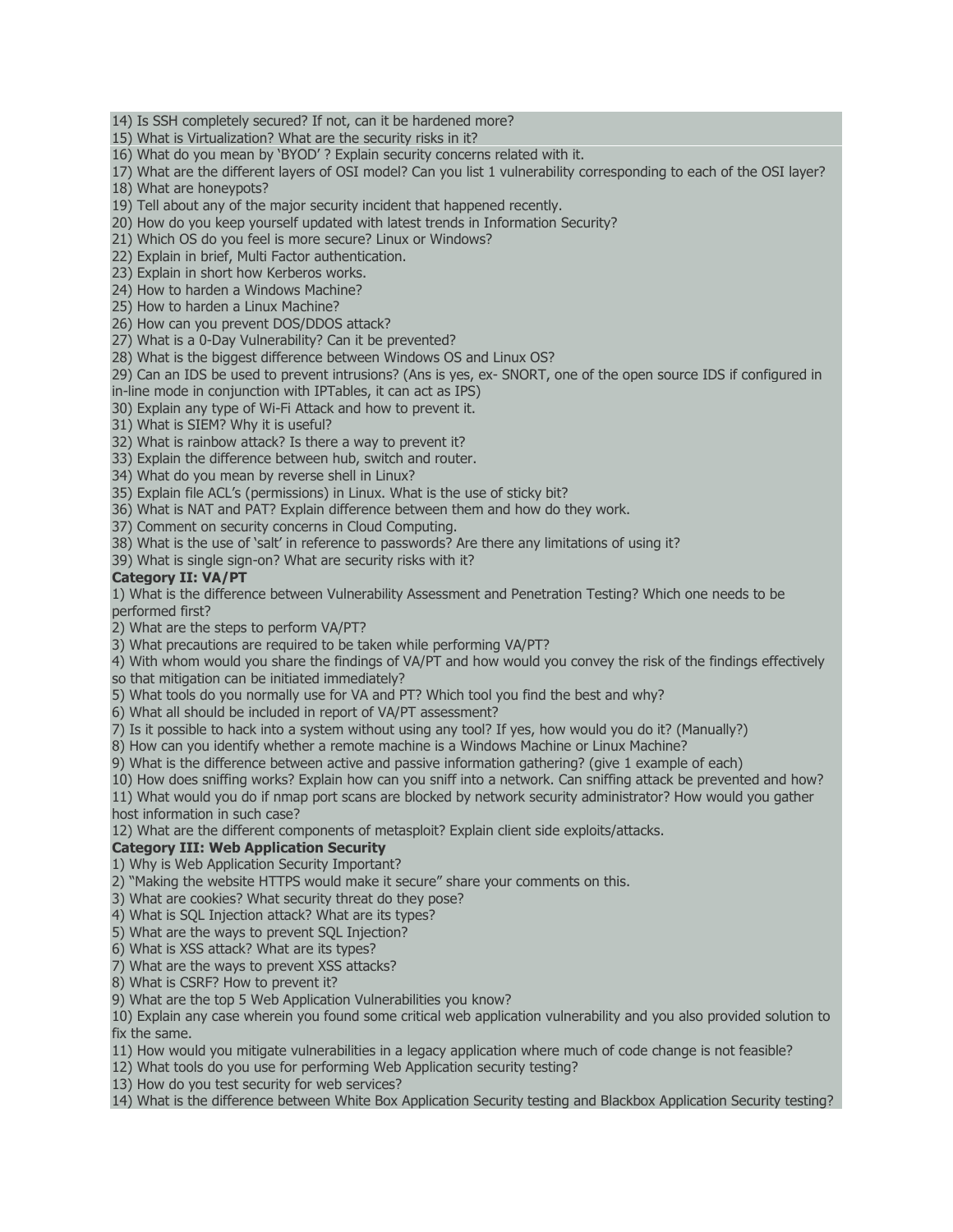14) Is SSH completely secured? If not, can it be hardened more?
15) What is Virtualization? What are the security risks in it?
16) What do you mean by 'BYOD' ? Explain security concerns related with it.
17) What are the different layers of OSI model? Can you list 1 vulnerability corresponding to each of the OSI layer?
18) What are honeypots?
19) Tell about any of the major security incident that happened recently.
20) How do you keep yourself updated with latest trends in Information Security?
21) Which OS do you feel is more secure? Linux or Windows?
22) Explain in brief, Multi Factor authentication.
23) Explain in short how Kerberos works.
24) How to harden a Windows Machine?
25) How to harden a Linux Machine?
26) How can you prevent DOS/DDOS attack?
27) What is a 0-Day Vulnerability? Can it be prevented?
28) What is the biggest difference between Windows OS and Linux OS?
29) Can an IDS be used to prevent intrusions? (Ans is yes, ex- SNORT, one of the open source IDS if configured in in-line mode in conjunction with IPTables, it can act as IPS)
30) Explain any type of Wi-Fi Attack and how to prevent it.
31) What is SIEM? Why it is useful?
32) What is rainbow attack? Is there a way to prevent it?
33) Explain the difference between hub, switch and router.
34) What do you mean by reverse shell in Linux?
35) Explain file ACL's (permissions) in Linux. What is the use of sticky bit?
36) What is NAT and PAT? Explain difference between them and how do they work.
37) Comment on security concerns in Cloud Computing.
38) What is the use of 'salt' in reference to passwords? Are there any limitations of using it?
39) What is single sign-on? What are security risks with it?

**Category II: VA/PT**

1) What is the difference between Vulnerability Assessment and Penetration Testing? Which one needs to be performed first?
2) What are the steps to perform VA/PT?
3) What precautions are required to be taken while performing VA/PT?
4) With whom would you share the findings of VA/PT and how would you convey the risk of the findings effectively so that mitigation can be initiated immediately?
5) What tools do you normally use for VA and PT? Which tool you find the best and why?
6) What all should be included in report of VA/PT assessment?
7) Is it possible to hack into a system without using any tool? If yes, how would you do it? (Manually?)
8) How can you identify whether a remote machine is a Windows Machine or Linux Machine?
9) What is the difference between active and passive information gathering? (give 1 example of each)
10) How does sniffing works? Explain how can you sniff into a network. Can sniffing attack be prevented and how?
11) What would you do if nmap port scans are blocked by network security administrator? How would you gather host information in such case?
12) What are the different components of metasploit? Explain client side exploits/attacks.

**Category III: Web Application Security**

1) Why is Web Application Security Important?
2) "Making the website HTTPS would make it secure" share your comments on this.
3) What are cookies? What security threat do they pose?
4) What is SQL Injection attack? What are its types?
5) What are the ways to prevent SQL Injection?
6) What is XSS attack? What are its types?
7) What are the ways to prevent XSS attacks?
8) What is CSRF? How to prevent it?
9) What are the top 5 Web Application Vulnerabilities you know?
10) Explain any case wherein you found some critical web application vulnerability and you also provided solution to fix the same.
11) How would you mitigate vulnerabilities in a legacy application where much of code change is not feasible?
12) What tools do you use for performing Web Application security testing?
13) How do you test security for web services?
14) What is the difference between White Box Application Security testing and Blackbox Application Security testing?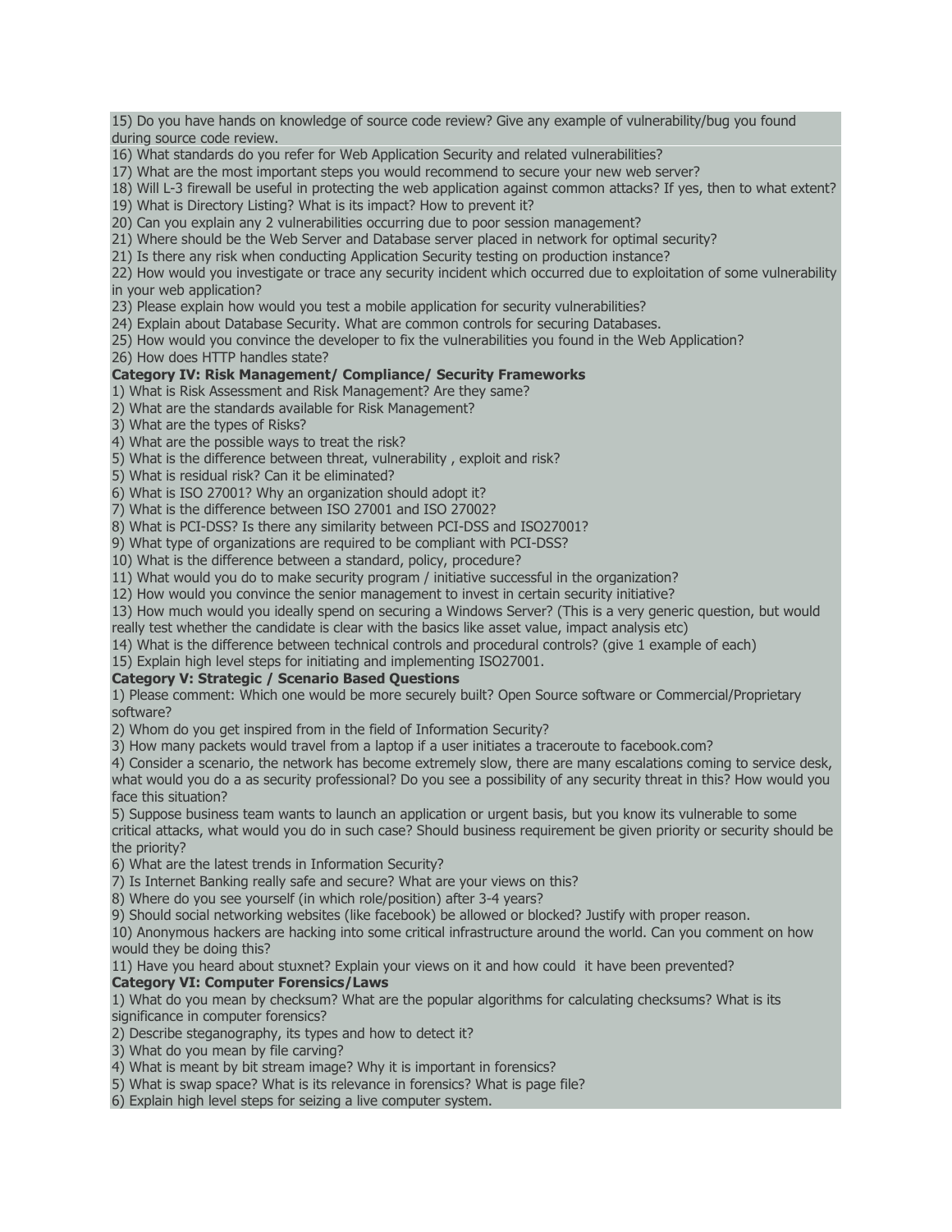15) Do you have hands on knowledge of source code review? Give any example of vulnerability/bug you found during source code review.
16) What standards do you refer for Web Application Security and related vulnerabilities?
17) What are the most important steps you would recommend to secure your new web server?
18) Will L-3 firewall be useful in protecting the web application against common attacks? If yes, then to what extent?
19) What is Directory Listing? What is its impact? How to prevent it?
20) Can you explain any 2 vulnerabilities occurring due to poor session management?
21) Where should be the Web Server and Database server placed in network for optimal security?
21) Is there any risk when conducting Application Security testing on production instance?
22) How would you investigate or trace any security incident which occurred due to exploitation of some vulnerability in your web application?
23) Please explain how would you test a mobile application for security vulnerabilities?
24) Explain about Database Security. What are common controls for securing Databases.
25) How would you convince the developer to fix the vulnerabilities you found in the Web Application?
26) How does HTTP handles state?

**Category IV: Risk Management/ Compliance/ Security Frameworks**

1) What is Risk Assessment and Risk Management? Are they same?
2) What are the standards available for Risk Management?
3) What are the types of Risks?
4) What are the possible ways to treat the risk?
5) What is the difference between threat, vulnerability , exploit and risk?
5) What is residual risk? Can it be eliminated?
6) What is ISO 27001? Why an organization should adopt it?
7) What is the difference between ISO 27001 and ISO 27002?
8) What is PCI-DSS? Is there any similarity between PCI-DSS and ISO27001?
9) What type of organizations are required to be compliant with PCI-DSS?
10) What is the difference between a standard, policy, procedure?
11) What would you do to make security program / initiative successful in the organization?
12) How would you convince the senior management to invest in certain security initiative?
13) How much would you ideally spend on securing a Windows Server? (This is a very generic question, but would really test whether the candidate is clear with the basics like asset value, impact analysis etc)
14) What is the difference between technical controls and procedural controls? (give 1 example of each)
15) Explain high level steps for initiating and implementing ISO27001.

**Category V: Strategic / Scenario Based Questions**

1) Please comment: Which one would be more securely built? Open Source software or Commercial/Proprietary software?
2) Whom do you get inspired from in the field of Information Security?
3) How many packets would travel from a laptop if a user initiates a traceroute to facebook.com?
4) Consider a scenario, the network has become extremely slow, there are many escalations coming to service desk, what would you do a as security professional? Do you see a possibility of any security threat in this? How would you face this situation?
5) Suppose business team wants to launch an application or urgent basis, but you know its vulnerable to some critical attacks, what would you do in such case? Should business requirement be given priority or security should be the priority?
6) What are the latest trends in Information Security?
7) Is Internet Banking really safe and secure? What are your views on this?
8) Where do you see yourself (in which role/position) after 3-4 years?
9) Should social networking websites (like facebook) be allowed or blocked? Justify with proper reason.
10) Anonymous hackers are hacking into some critical infrastructure around the world. Can you comment on how would they be doing this?
11) Have you heard about stuxnet? Explain your views on it and how could it have been prevented?

**Category VI: Computer Forensics/Laws**

1) What do you mean by checksum? What are the popular algorithms for calculating checksums? What is its significance in computer forensics?
2) Describe steganography, its types and how to detect it?
3) What do you mean by file carving?
4) What is meant by bit stream image? Why it is important in forensics?
5) What is swap space? What is its relevance in forensics? What is page file?
6) Explain high level steps for seizing a live computer system.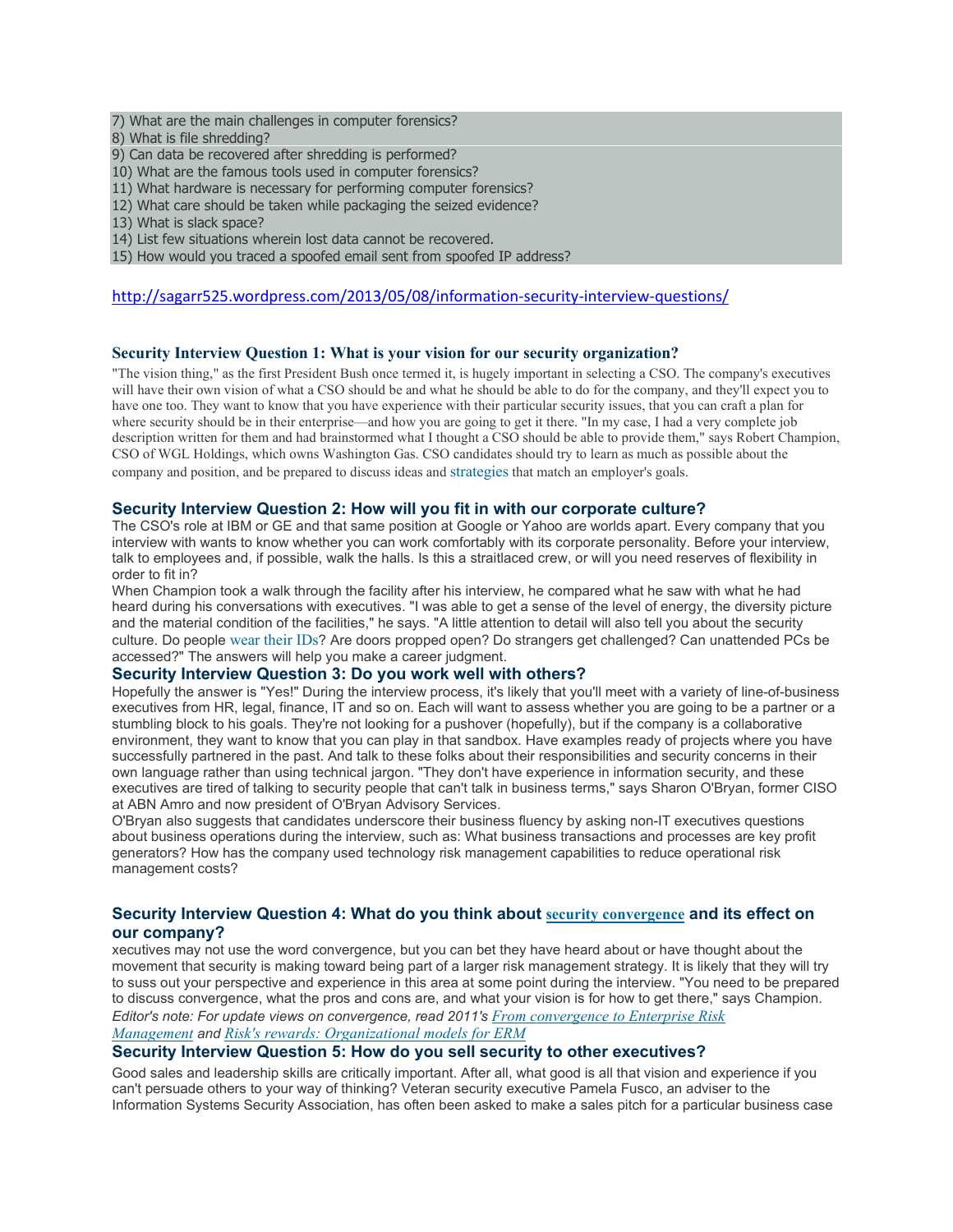7) What are the main challenges in computer forensics?
8) What is file shredding?
9) Can data be recovered after shredding is performed?
10) What are the famous tools used in computer forensics?
11) What hardware is necessary for performing computer forensics?
12) What care should be taken while packaging the seized evidence?
13) What is slack space?
14) List few situations wherein lost data cannot be recovered.
15) How would you traced a spoofed email sent from spoofed IP address?

http://sagarr525.wordpress.com/2013/05/08/information-security-interview-questions/

### Security Interview Question 1: What is your vision for our security organization?

"The vision thing," as the first President Bush once termed it, is hugely important in selecting a CSO. The company's executives will have their own vision of what a CSO should be and what he should be able to do for the company, and they'll expect you to have one too. They want to know that you have experience with their particular security issues, that you can craft a plan for where security should be in their enterprise—and how you are going to get it there. "In my case, I had a very complete job description written for them and had brainstormed what I thought a CSO should be able to provide them," says Robert Champion, CSO of WGL Holdings, which owns Washington Gas. CSO candidates should try to learn as much as possible about the company and position, and be prepared to discuss ideas and strategies that match an employer's goals.

### Security Interview Question 2: How will you fit in with our corporate culture?

The CSO's role at IBM or GE and that same position at Google or Yahoo are worlds apart. Every company that you interview with wants to know whether you can work comfortably with its corporate personality. Before your interview, talk to employees and, if possible, walk the halls. Is this a straitlaced crew, or will you need reserves of flexibility in order to fit in?

When Champion took a walk through the facility after his interview, he compared what he saw with what he had heard during his conversations with executives. "I was able to get a sense of the level of energy, the diversity picture and the material condition of the facilities," he says. "A little attention to detail will also tell you about the security culture. Do people wear their IDs? Are doors propped open? Do strangers get challenged? Can unattended PCs be accessed?" The answers will help you make a career judgment.

### Security Interview Question 3: Do you work well with others?

Hopefully the answer is "Yes!" During the interview process, it's likely that you'll meet with a variety of line-of-business executives from HR, legal, finance, IT and so on. Each will want to assess whether you are going to be a partner or a stumbling block to his goals. They're not looking for a pushover (hopefully), but if the company is a collaborative environment, they want to know that you can play in that sandbox. Have examples ready of projects where you have successfully partnered in the past. And talk to these folks about their responsibilities and security concerns in their own language rather than using technical jargon. "They don't have experience in information security, and these executives are tired of talking to security people that can't talk in business terms," says Sharon O'Bryan, former CISO at ABN Amro and now president of O'Bryan Advisory Services.

O'Bryan also suggests that candidates underscore their business fluency by asking non-IT executives questions about business operations during the interview, such as: What business transactions and processes are key profit generators? How has the company used technology risk management capabilities to reduce operational risk management costs?

### Security Interview Question 4: What do you think about security convergence and its effect on our company?

xecutives may not use the word convergence, but you can bet they have heard about or have thought about the movement that security is making toward being part of a larger risk management strategy. It is likely that they will try to suss out your perspective and experience in this area at some point during the interview. "You need to be prepared to discuss convergence, what the pros and cons are, and what your vision is for how to get there," says Champion.

*Editor's note: For update views on convergence, read 2011's From convergence to Enterprise Risk Management and Risk's rewards: Organizational models for ERM*

### Security Interview Question 5: How do you sell security to other executives?

Good sales and leadership skills are critically important. After all, what good is all that vision and experience if you can't persuade others to your way of thinking? Veteran security executive Pamela Fusco, an adviser to the Information Systems Security Association, has often been asked to make a sales pitch for a particular business case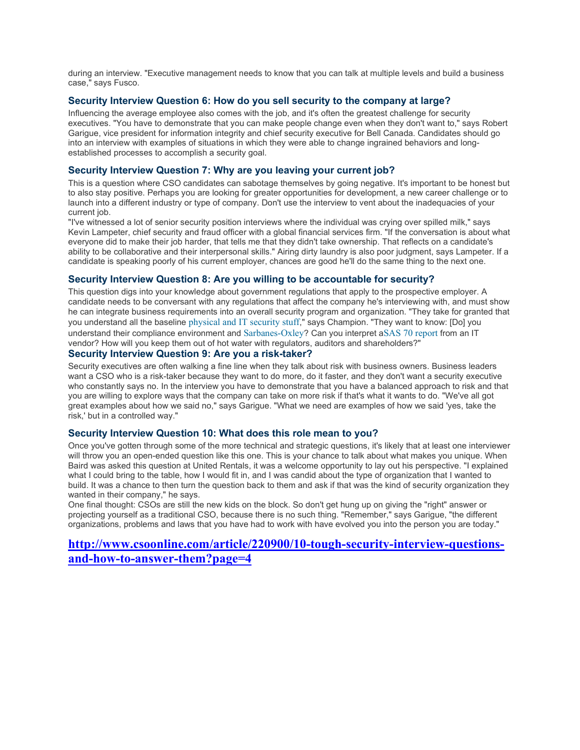during an interview. "Executive management needs to know that you can talk at multiple levels and build a business case," says Fusco.

### Security Interview Question 6: How do you sell security to the company at large?

Influencing the average employee also comes with the job, and it's often the greatest challenge for security executives. "You have to demonstrate that you can make people change even when they don't want to," says Robert Garigue, vice president for information integrity and chief security executive for Bell Canada. Candidates should go into an interview with examples of situations in which they were able to change ingrained behaviors and long-established processes to accomplish a security goal.

### Security Interview Question 7: Why are you leaving your current job?

This is a question where CSO candidates can sabotage themselves by going negative. It's important to be honest but to also stay positive. Perhaps you are looking for greater opportunities for development, a new career challenge or to launch into a different industry or type of company. Don't use the interview to vent about the inadequacies of your current job.

"I've witnessed a lot of senior security position interviews where the individual was crying over spilled milk," says Kevin Lampeter, chief security and fraud officer with a global financial services firm. "If the conversation is about what everyone did to make their job harder, that tells me that they didn't take ownership. That reflects on a candidate's ability to be collaborative and their interpersonal skills." Airing dirty laundry is also poor judgment, says Lampeter. If a candidate is speaking poorly of his current employer, chances are good he'll do the same thing to the next one.

### Security Interview Question 8: Are you willing to be accountable for security?

This question digs into your knowledge about government regulations that apply to the prospective employer. A candidate needs to be conversant with any regulations that affect the company he's interviewing with, and must show he can integrate business requirements into an overall security program and organization. "They take for granted that you understand all the baseline physical and IT security stuff," says Champion. "They want to know: [Do] you understand their compliance environment and Sarbanes-Oxley? Can you interpret aSAS 70 report from an IT vendor? How will you keep them out of hot water with regulators, auditors and shareholders?"

### Security Interview Question 9: Are you a risk-taker?

Security executives are often walking a fine line when they talk about risk with business owners. Business leaders want a CSO who is a risk-taker because they want to do more, do it faster, and they don't want a security executive who constantly says no. In the interview you have to demonstrate that you have a balanced approach to risk and that you are willing to explore ways that the company can take on more risk if that's what it wants to do. "We've all got great examples about how we said no," says Garigue. "What we need are examples of how we said 'yes, take the risk,' but in a controlled way."

### Security Interview Question 10: What does this role mean to you?

Once you've gotten through some of the more technical and strategic questions, it's likely that at least one interviewer will throw you an open-ended question like this one. This is your chance to talk about what makes you unique. When Baird was asked this question at United Rentals, it was a welcome opportunity to lay out his perspective. "I explained what I could bring to the table, how I would fit in, and I was candid about the type of organization that I wanted to build. It was a chance to then turn the question back to them and ask if that was the kind of security organization they wanted in their company," he says.

One final thought: CSOs are still the new kids on the block. So don't get hung up on giving the "right" answer or projecting yourself as a traditional CSO, because there is no such thing. "Remember," says Garigue, "the different organizations, problems and laws that you have had to work with have evolved you into the person you are today."

**http://www.csoonline.com/article/220900/10-tough-security-interview-questions-and-how-to-answer-them?page=4**